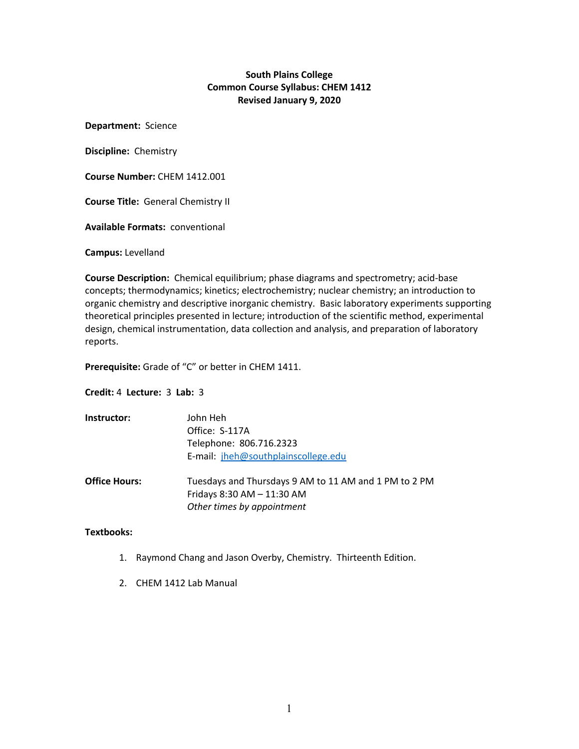**South Plains College**
**Common Course Syllabus: CHEM 1412**
**Revised January 9, 2020**

**Department:** Science

**Discipline:** Chemistry

**Course Number:** CHEM 1412.001

**Course Title:** General Chemistry II

**Available Formats:** conventional

**Campus:** Levelland

**Course Description:** Chemical equilibrium; phase diagrams and spectrometry; acid-base concepts; thermodynamics; kinetics; electrochemistry; nuclear chemistry; an introduction to organic chemistry and descriptive inorganic chemistry. Basic laboratory experiments supporting theoretical principles presented in lecture; introduction of the scientific method, experimental design, chemical instrumentation, data collection and analysis, and preparation of laboratory reports.

**Prerequisite:** Grade of "C" or better in CHEM 1411.

**Credit:** 4 **Lecture:** 3 **Lab:** 3

**Instructor:** John Heh
Office: S-117A
Telephone: 806.716.2323
E-mail: jheh@southplainscollege.edu

**Office Hours:** Tuesdays and Thursdays 9 AM to 11 AM and 1 PM to 2 PM
Fridays 8:30 AM – 11:30 AM
*Other times by appointment*

**Textbooks:**

1. Raymond Chang and Jason Overby, Chemistry. Thirteenth Edition.
2. CHEM 1412 Lab Manual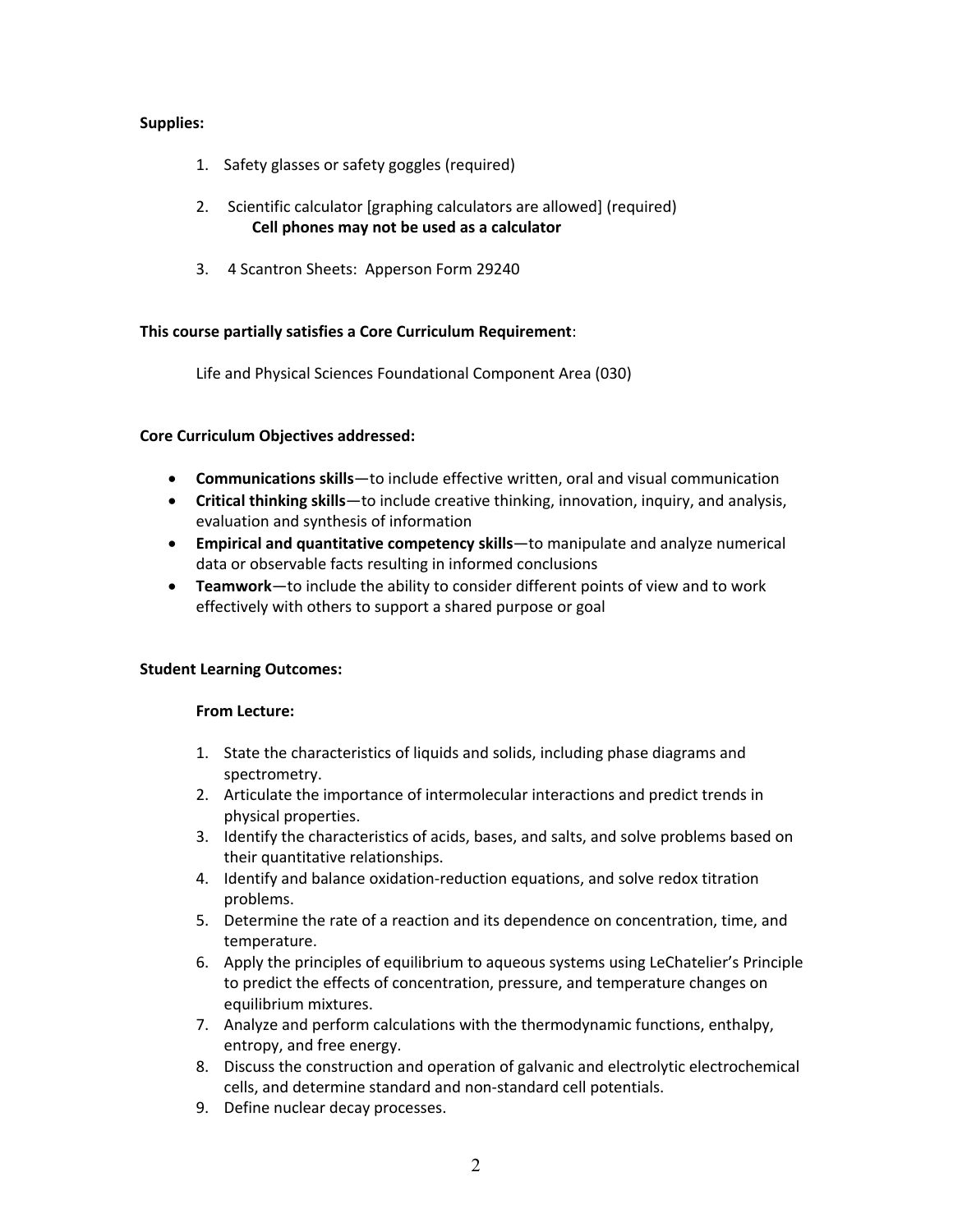**Supplies:**

1. Safety glasses or safety goggles (required)

2. Scientific calculator [graphing calculators are allowed] (required)
   **Cell phones may not be used as a calculator**

3. 4 Scantron Sheets: Apperson Form 29240

**This course partially satisfies a Core Curriculum Requirement**:

Life and Physical Sciences Foundational Component Area (030)

**Core Curriculum Objectives addressed:**

- **Communications skills**—to include effective written, oral and visual communication
- **Critical thinking skills**—to include creative thinking, innovation, inquiry, and analysis, evaluation and synthesis of information
- **Empirical and quantitative competency skills**—to manipulate and analyze numerical data or observable facts resulting in informed conclusions
- **Teamwork**—to include the ability to consider different points of view and to work effectively with others to support a shared purpose or goal

**Student Learning Outcomes:**

**From Lecture:**

1. State the characteristics of liquids and solids, including phase diagrams and spectrometry.
2. Articulate the importance of intermolecular interactions and predict trends in physical properties.
3. Identify the characteristics of acids, bases, and salts, and solve problems based on their quantitative relationships.
4. Identify and balance oxidation-reduction equations, and solve redox titration problems.
5. Determine the rate of a reaction and its dependence on concentration, time, and temperature.
6. Apply the principles of equilibrium to aqueous systems using LeChatelier's Principle to predict the effects of concentration, pressure, and temperature changes on equilibrium mixtures.
7. Analyze and perform calculations with the thermodynamic functions, enthalpy, entropy, and free energy.
8. Discuss the construction and operation of galvanic and electrolytic electrochemical cells, and determine standard and non-standard cell potentials.
9. Define nuclear decay processes.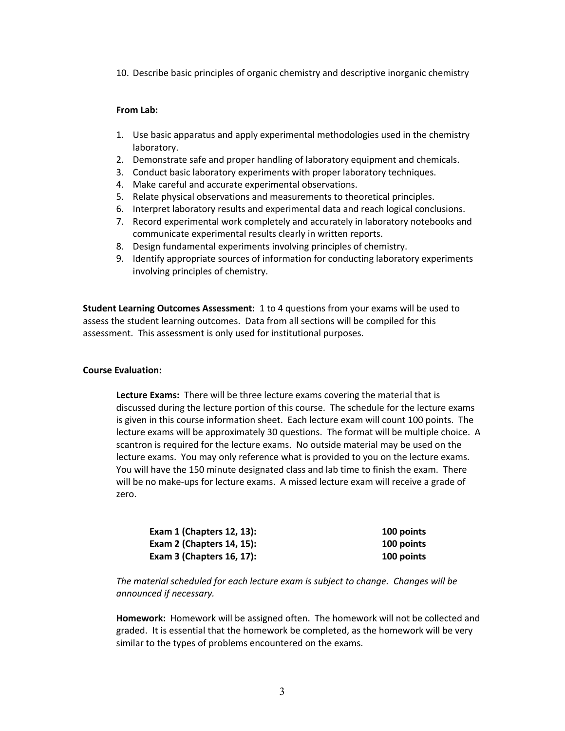10. Describe basic principles of organic chemistry and descriptive inorganic chemistry

**From Lab:**

1. Use basic apparatus and apply experimental methodologies used in the chemistry laboratory.
2. Demonstrate safe and proper handling of laboratory equipment and chemicals.
3. Conduct basic laboratory experiments with proper laboratory techniques.
4. Make careful and accurate experimental observations.
5. Relate physical observations and measurements to theoretical principles.
6. Interpret laboratory results and experimental data and reach logical conclusions.
7. Record experimental work completely and accurately in laboratory notebooks and communicate experimental results clearly in written reports.
8. Design fundamental experiments involving principles of chemistry.
9. Identify appropriate sources of information for conducting laboratory experiments involving principles of chemistry.

**Student Learning Outcomes Assessment:** 1 to 4 questions from your exams will be used to assess the student learning outcomes. Data from all sections will be compiled for this assessment. This assessment is only used for institutional purposes.

**Course Evaluation:**

**Lecture Exams:** There will be three lecture exams covering the material that is discussed during the lecture portion of this course. The schedule for the lecture exams is given in this course information sheet. Each lecture exam will count 100 points. The lecture exams will be approximately 30 questions. The format will be multiple choice. A scantron is required for the lecture exams. No outside material may be used on the lecture exams. You may only reference what is provided to you on the lecture exams. You will have the 150 minute designated class and lab time to finish the exam. There will be no make-ups for lecture exams. A missed lecture exam will receive a grade of zero.

| | |
|---|---|
| **Exam 1 (Chapters 12, 13):** | **100 points** |
| **Exam 2 (Chapters 14, 15):** | **100 points** |
| **Exam 3 (Chapters 16, 17):** | **100 points** |

*The material scheduled for each lecture exam is subject to change. Changes will be announced if necessary.*

**Homework:** Homework will be assigned often. The homework will not be collected and graded. It is essential that the homework be completed, as the homework will be very similar to the types of problems encountered on the exams.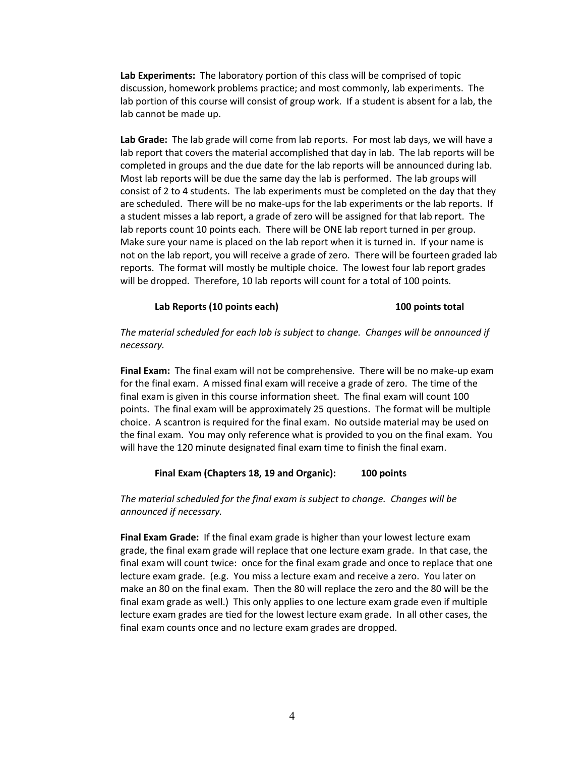**Lab Experiments:** The laboratory portion of this class will be comprised of topic discussion, homework problems practice; and most commonly, lab experiments. The lab portion of this course will consist of group work. If a student is absent for a lab, the lab cannot be made up.

**Lab Grade:** The lab grade will come from lab reports. For most lab days, we will have a lab report that covers the material accomplished that day in lab. The lab reports will be completed in groups and the due date for the lab reports will be announced during lab. Most lab reports will be due the same day the lab is performed. The lab groups will consist of 2 to 4 students. The lab experiments must be completed on the day that they are scheduled. There will be no make-ups for the lab experiments or the lab reports. If a student misses a lab report, a grade of zero will be assigned for that lab report. The lab reports count 10 points each. There will be ONE lab report turned in per group. Make sure your name is placed on the lab report when it is turned in. If your name is not on the lab report, you will receive a grade of zero. There will be fourteen graded lab reports. The format will mostly be multiple choice. The lowest four lab report grades will be dropped. Therefore, 10 lab reports will count for a total of 100 points.

**Lab Reports (10 points each) 100 points total**

*The material scheduled for each lab is subject to change. Changes will be announced if necessary.*

**Final Exam:** The final exam will not be comprehensive. There will be no make-up exam for the final exam. A missed final exam will receive a grade of zero. The time of the final exam is given in this course information sheet. The final exam will count 100 points. The final exam will be approximately 25 questions. The format will be multiple choice. A scantron is required for the final exam. No outside material may be used on the final exam. You may only reference what is provided to you on the final exam. You will have the 120 minute designated final exam time to finish the final exam.

**Final Exam (Chapters 18, 19 and Organic): 100 points**

*The material scheduled for the final exam is subject to change. Changes will be announced if necessary.*

**Final Exam Grade:** If the final exam grade is higher than your lowest lecture exam grade, the final exam grade will replace that one lecture exam grade. In that case, the final exam will count twice: once for the final exam grade and once to replace that one lecture exam grade. (e.g. You miss a lecture exam and receive a zero. You later on make an 80 on the final exam. Then the 80 will replace the zero and the 80 will be the final exam grade as well.) This only applies to one lecture exam grade even if multiple lecture exam grades are tied for the lowest lecture exam grade. In all other cases, the final exam counts once and no lecture exam grades are dropped.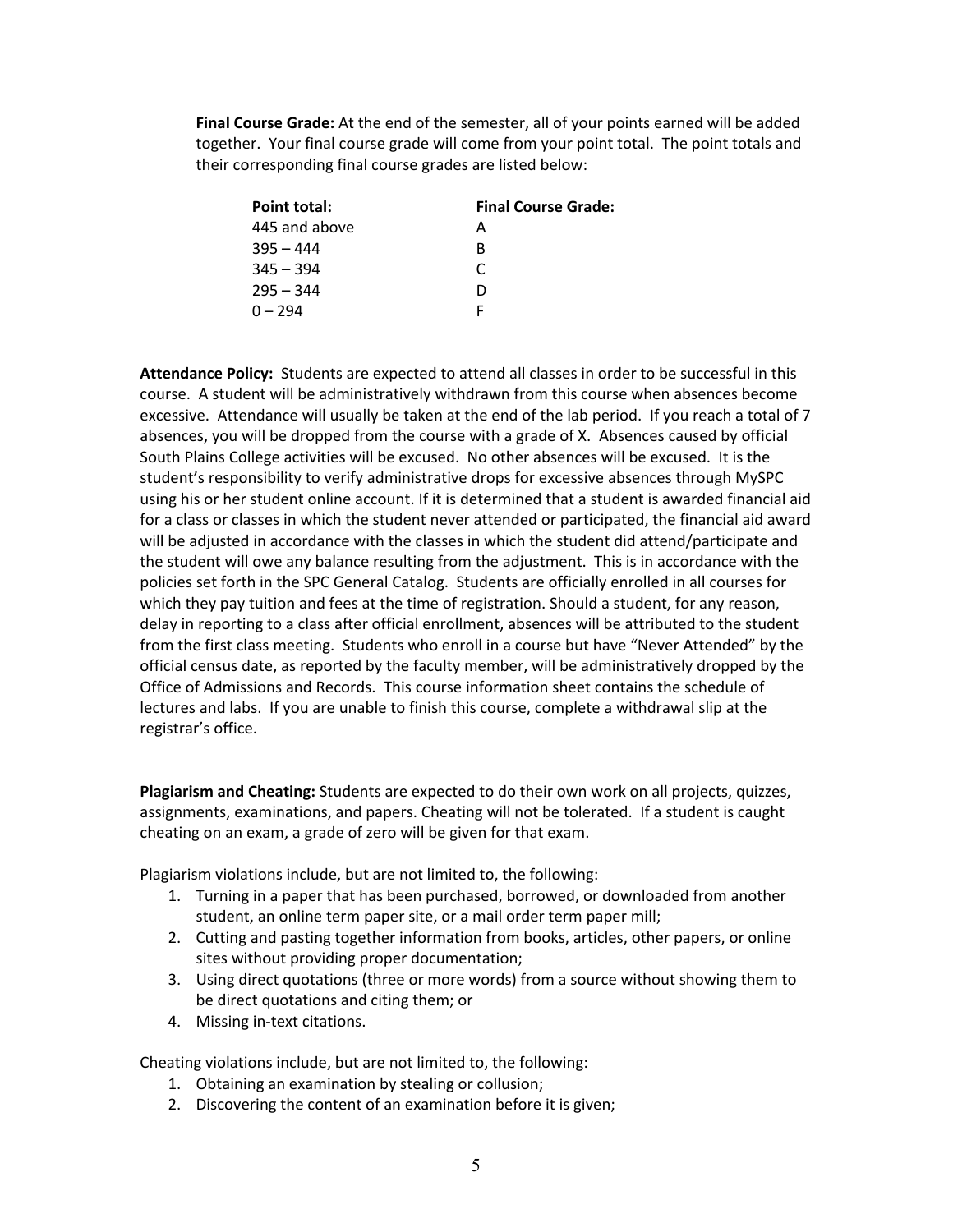**Final Course Grade:** At the end of the semester, all of your points earned will be added together. Your final course grade will come from your point total. The point totals and their corresponding final course grades are listed below:

| Point total: | Final Course Grade: |
|---|---|
| 445 and above | A |
| 395 – 444 | B |
| 345 – 394 | C |
| 295 – 344 | D |
| 0 – 294 | F |

**Attendance Policy:** Students are expected to attend all classes in order to be successful in this course. A student will be administratively withdrawn from this course when absences become excessive. Attendance will usually be taken at the end of the lab period. If you reach a total of 7 absences, you will be dropped from the course with a grade of X. Absences caused by official South Plains College activities will be excused. No other absences will be excused. It is the student's responsibility to verify administrative drops for excessive absences through MySPC using his or her student online account. If it is determined that a student is awarded financial aid for a class or classes in which the student never attended or participated, the financial aid award will be adjusted in accordance with the classes in which the student did attend/participate and the student will owe any balance resulting from the adjustment. This is in accordance with the policies set forth in the SPC General Catalog. Students are officially enrolled in all courses for which they pay tuition and fees at the time of registration. Should a student, for any reason, delay in reporting to a class after official enrollment, absences will be attributed to the student from the first class meeting. Students who enroll in a course but have "Never Attended" by the official census date, as reported by the faculty member, will be administratively dropped by the Office of Admissions and Records. This course information sheet contains the schedule of lectures and labs. If you are unable to finish this course, complete a withdrawal slip at the registrar's office.

**Plagiarism and Cheating:** Students are expected to do their own work on all projects, quizzes, assignments, examinations, and papers. Cheating will not be tolerated. If a student is caught cheating on an exam, a grade of zero will be given for that exam.

Plagiarism violations include, but are not limited to, the following:

1. Turning in a paper that has been purchased, borrowed, or downloaded from another student, an online term paper site, or a mail order term paper mill;
2. Cutting and pasting together information from books, articles, other papers, or online sites without providing proper documentation;
3. Using direct quotations (three or more words) from a source without showing them to be direct quotations and citing them; or
4. Missing in-text citations.

Cheating violations include, but are not limited to, the following:

1. Obtaining an examination by stealing or collusion;
2. Discovering the content of an examination before it is given;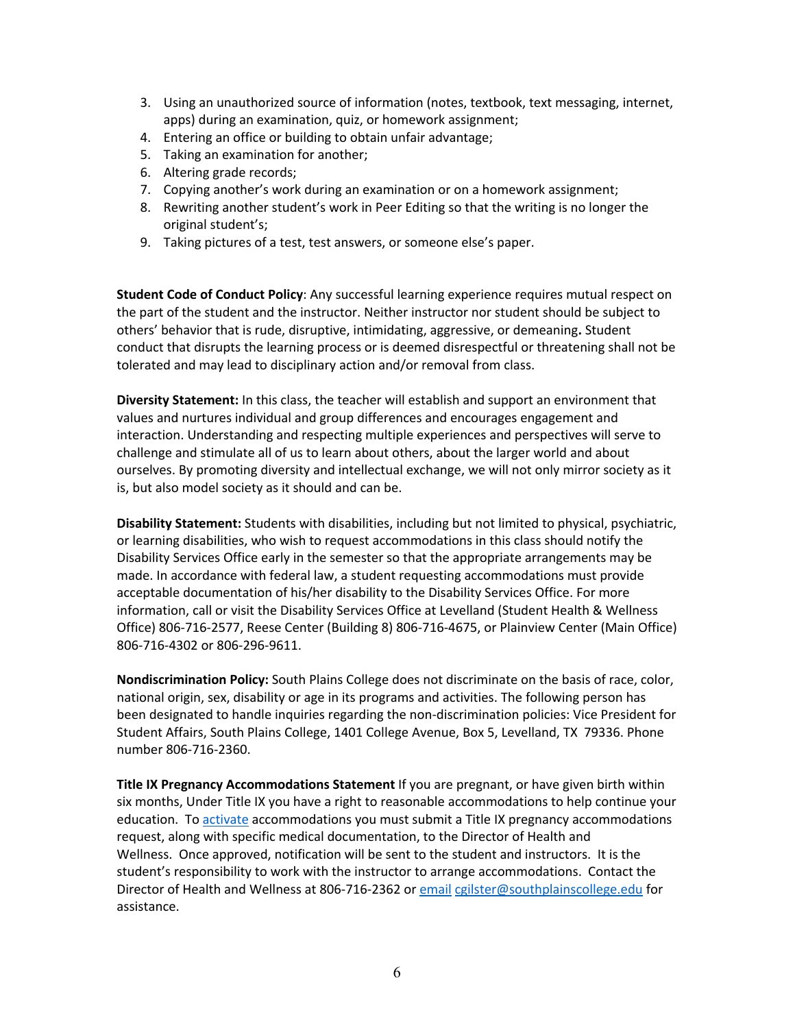3. Using an unauthorized source of information (notes, textbook, text messaging, internet, apps) during an examination, quiz, or homework assignment;
4. Entering an office or building to obtain unfair advantage;
5. Taking an examination for another;
6. Altering grade records;
7. Copying another's work during an examination or on a homework assignment;
8. Rewriting another student's work in Peer Editing so that the writing is no longer the original student's;
9. Taking pictures of a test, test answers, or someone else's paper.

**Student Code of Conduct Policy**: Any successful learning experience requires mutual respect on the part of the student and the instructor. Neither instructor nor student should be subject to others' behavior that is rude, disruptive, intimidating, aggressive, or demeaning**.** Student conduct that disrupts the learning process or is deemed disrespectful or threatening shall not be tolerated and may lead to disciplinary action and/or removal from class.

**Diversity Statement:** In this class, the teacher will establish and support an environment that values and nurtures individual and group differences and encourages engagement and interaction. Understanding and respecting multiple experiences and perspectives will serve to challenge and stimulate all of us to learn about others, about the larger world and about ourselves. By promoting diversity and intellectual exchange, we will not only mirror society as it is, but also model society as it should and can be.

**Disability Statement:** Students with disabilities, including but not limited to physical, psychiatric, or learning disabilities, who wish to request accommodations in this class should notify the Disability Services Office early in the semester so that the appropriate arrangements may be made. In accordance with federal law, a student requesting accommodations must provide acceptable documentation of his/her disability to the Disability Services Office. For more information, call or visit the Disability Services Office at Levelland (Student Health & Wellness Office) 806-716-2577, Reese Center (Building 8) 806-716-4675, or Plainview Center (Main Office) 806-716-4302 or 806-296-9611.

**Nondiscrimination Policy:** South Plains College does not discriminate on the basis of race, color, national origin, sex, disability or age in its programs and activities. The following person has been designated to handle inquiries regarding the non-discrimination policies: Vice President for Student Affairs, South Plains College, 1401 College Avenue, Box 5, Levelland, TX 79336. Phone number 806-716-2360.

**Title IX Pregnancy Accommodations Statement** If you are pregnant, or have given birth within six months, Under Title IX you have a right to reasonable accommodations to help continue your education. To activate accommodations you must submit a Title IX pregnancy accommodations request, along with specific medical documentation, to the Director of Health and Wellness. Once approved, notification will be sent to the student and instructors. It is the student's responsibility to work with the instructor to arrange accommodations. Contact the Director of Health and Wellness at 806-716-2362 or email cgilster@southplainscollege.edu for assistance.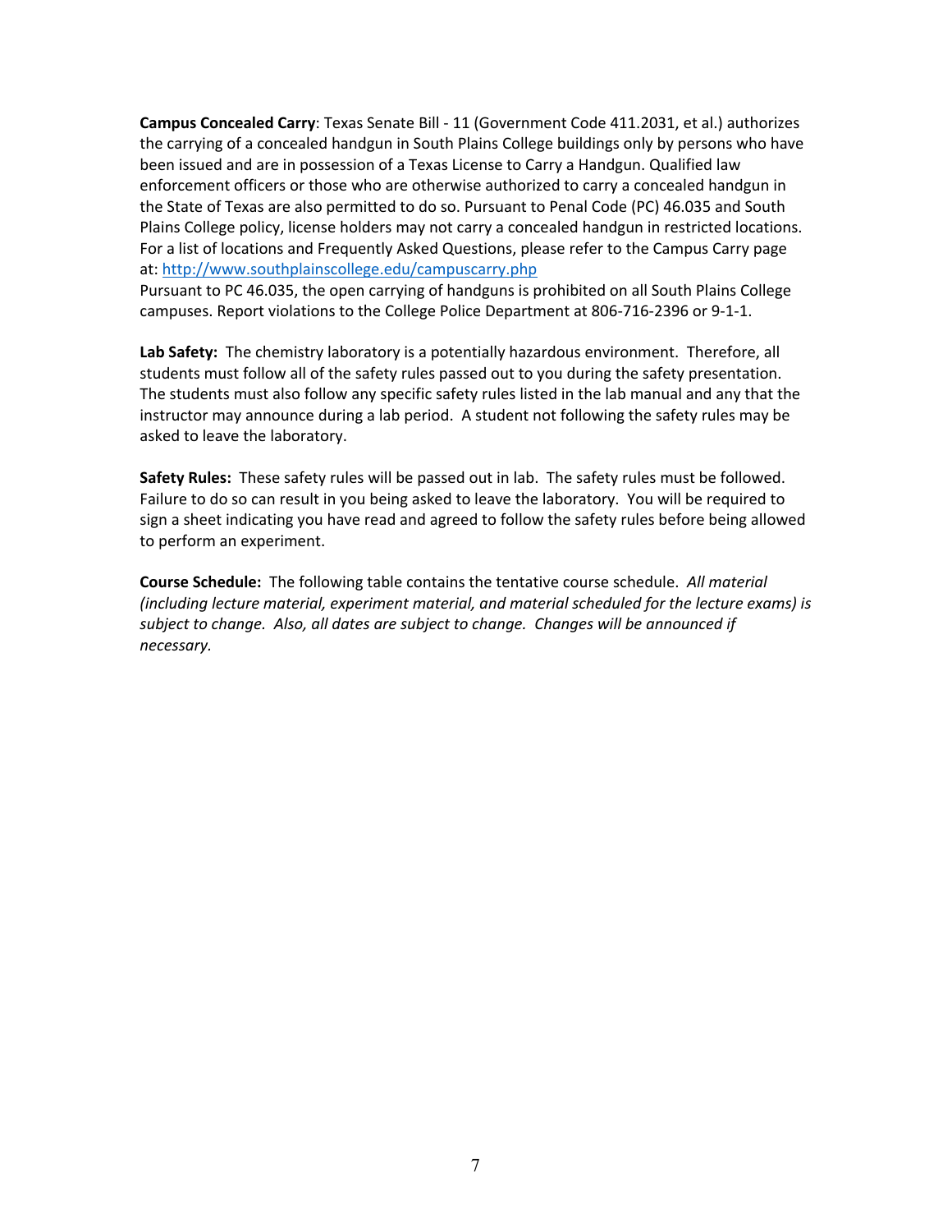**Campus Concealed Carry**: Texas Senate Bill - 11 (Government Code 411.2031, et al.) authorizes the carrying of a concealed handgun in South Plains College buildings only by persons who have been issued and are in possession of a Texas License to Carry a Handgun. Qualified law enforcement officers or those who are otherwise authorized to carry a concealed handgun in the State of Texas are also permitted to do so. Pursuant to Penal Code (PC) 46.035 and South Plains College policy, license holders may not carry a concealed handgun in restricted locations. For a list of locations and Frequently Asked Questions, please refer to the Campus Carry page at: http://www.southplainscollege.edu/campuscarry.php

Pursuant to PC 46.035, the open carrying of handguns is prohibited on all South Plains College campuses. Report violations to the College Police Department at 806-716-2396 or 9-1-1.

**Lab Safety:** The chemistry laboratory is a potentially hazardous environment. Therefore, all students must follow all of the safety rules passed out to you during the safety presentation. The students must also follow any specific safety rules listed in the lab manual and any that the instructor may announce during a lab period. A student not following the safety rules may be asked to leave the laboratory.

**Safety Rules:** These safety rules will be passed out in lab. The safety rules must be followed. Failure to do so can result in you being asked to leave the laboratory. You will be required to sign a sheet indicating you have read and agreed to follow the safety rules before being allowed to perform an experiment.

**Course Schedule:** The following table contains the tentative course schedule. *All material (including lecture material, experiment material, and material scheduled for the lecture exams) is subject to change. Also, all dates are subject to change. Changes will be announced if necessary.*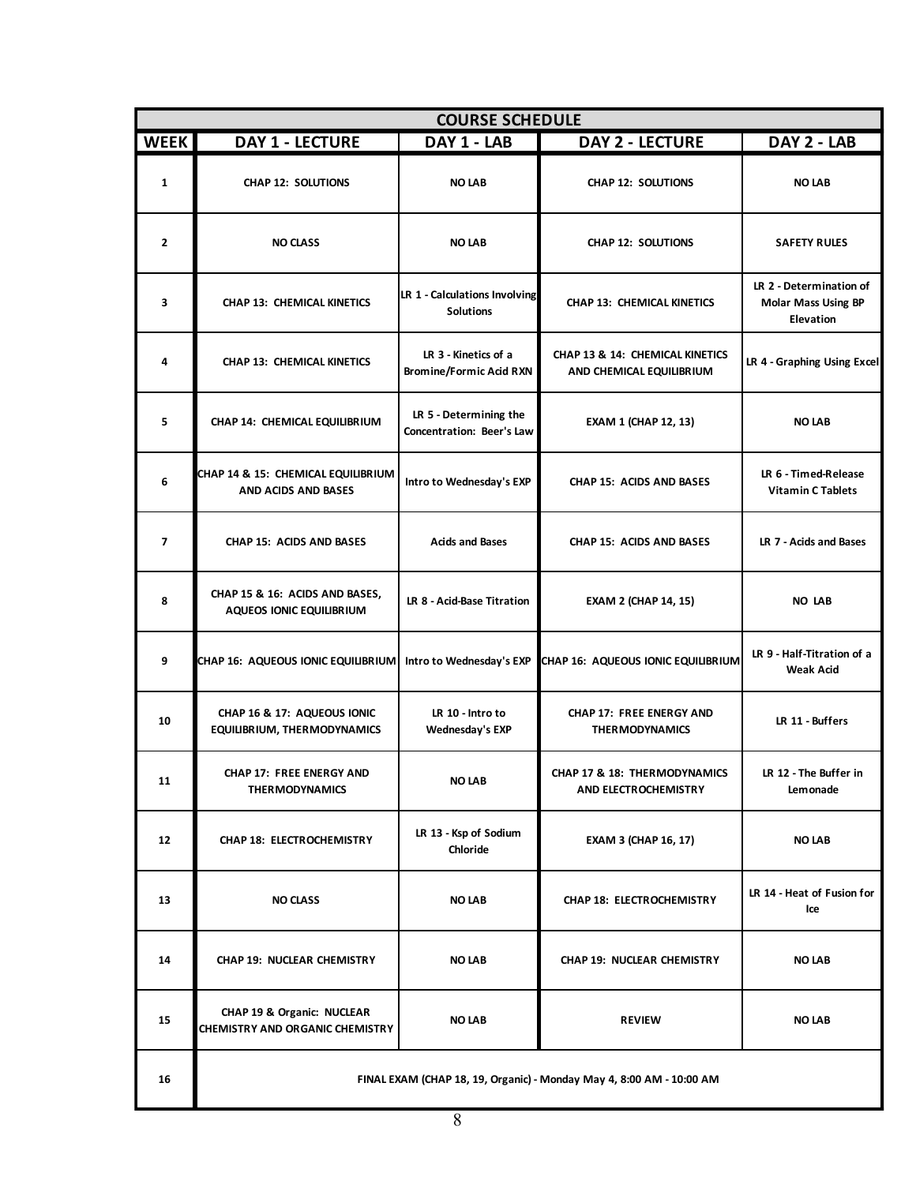| COURSE SCHEDULE | | | | |
|---|---|---|---|---|
| **WEEK** | **DAY 1 - LECTURE** | **DAY 1 - LAB** | **DAY 2 - LECTURE** | **DAY 2 - LAB** |
| 1 | CHAP 12: SOLUTIONS | NO LAB | CHAP 12: SOLUTIONS | NO LAB |
| 2 | NO CLASS | NO LAB | CHAP 12: SOLUTIONS | SAFETY RULES |
| 3 | CHAP 13: CHEMICAL KINETICS | LR 1 - Calculations Involving Solutions | CHAP 13: CHEMICAL KINETICS | LR 2 - Determination of Molar Mass Using BP Elevation |
| 4 | CHAP 13: CHEMICAL KINETICS | LR 3 - Kinetics of a Bromine/Formic Acid RXN | CHAP 13 & 14: CHEMICAL KINETICS AND CHEMICAL EQUILIBRIUM | LR 4 - Graphing Using Excel |
| 5 | CHAP 14: CHEMICAL EQUILIBRIUM | LR 5 - Determining the Concentration: Beer's Law | EXAM 1 (CHAP 12, 13) | NO LAB |
| 6 | CHAP 14 & 15: CHEMICAL EQUILIBRIUM AND ACIDS AND BASES | Intro to Wednesday's EXP | CHAP 15: ACIDS AND BASES | LR 6 - Timed-Release Vitamin C Tablets |
| 7 | CHAP 15: ACIDS AND BASES | Acids and Bases | CHAP 15: ACIDS AND BASES | LR 7 - Acids and Bases |
| 8 | CHAP 15 & 16: ACIDS AND BASES, AQUEOS IONIC EQUILIBRIUM | LR 8 - Acid-Base Titration | EXAM 2 (CHAP 14, 15) | NO LAB |
| 9 | CHAP 16: AQUEOUS IONIC EQUILIBRIUM | Intro to Wednesday's EXP | CHAP 16: AQUEOUS IONIC EQUILIBRIUM | LR 9 - Half-Titration of a Weak Acid |
| 10 | CHAP 16 & 17: AQUEOUS IONIC EQUILIBRIUM, THERMODYNAMICS | LR 10 - Intro to Wednesday's EXP | CHAP 17: FREE ENERGY AND THERMODYNAMICS | LR 11 - Buffers |
| 11 | CHAP 17: FREE ENERGY AND THERMODYNAMICS | NO LAB | CHAP 17 & 18: THERMODYNAMICS AND ELECTROCHEMISTRY | LR 12 - The Buffer in Lemonade |
| 12 | CHAP 18: ELECTROCHEMISTRY | LR 13 - Ksp of Sodium Chloride | EXAM 3 (CHAP 16, 17) | NO LAB |
| 13 | NO CLASS | NO LAB | CHAP 18: ELECTROCHEMISTRY | LR 14 - Heat of Fusion for Ice |
| 14 | CHAP 19: NUCLEAR CHEMISTRY | NO LAB | CHAP 19: NUCLEAR CHEMISTRY | NO LAB |
| 15 | CHAP 19 & Organic: NUCLEAR CHEMISTRY AND ORGANIC CHEMISTRY | NO LAB | REVIEW | NO LAB |
| 16 | FINAL EXAM (CHAP 18, 19, Organic) - Monday May 4, 8:00 AM - 10:00 AM | | | |